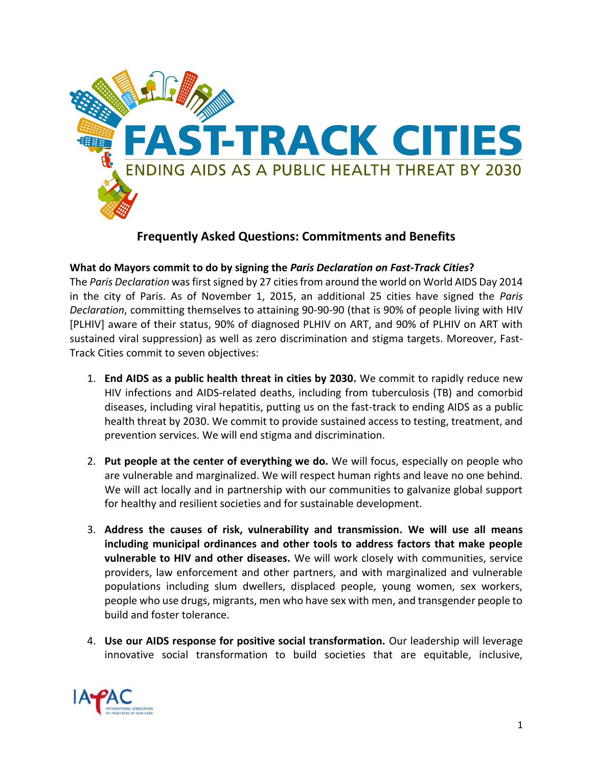# FAST-TRACK CITIES

ENDING AIDS AS A PUBLIC HEALTH THREAT BY 2030

## Frequently Asked Questions: Commitments and Benefits

**What do Mayors commit to do by signing the *Paris Declaration on Fast-Track Cities*?**

The *Paris Declaration* was first signed by 27 cities from around the world on World AIDS Day 2014 in the city of Paris. As of November 1, 2015, an additional 25 cities have signed the *Paris Declaration*, committing themselves to attaining 90-90-90 (that is 90% of people living with HIV [PLHIV] aware of their status, 90% of diagnosed PLHIV on ART, and 90% of PLHIV on ART with sustained viral suppression) as well as zero discrimination and stigma targets. Moreover, Fast-Track Cities commit to seven objectives:

1. **End AIDS as a public health threat in cities by 2030.** We commit to rapidly reduce new HIV infections and AIDS-related deaths, including from tuberculosis (TB) and comorbid diseases, including viral hepatitis, putting us on the fast-track to ending AIDS as a public health threat by 2030. We commit to provide sustained access to testing, treatment, and prevention services. We will end stigma and discrimination.

2. **Put people at the center of everything we do.** We will focus, especially on people who are vulnerable and marginalized. We will respect human rights and leave no one behind. We will act locally and in partnership with our communities to galvanize global support for healthy and resilient societies and for sustainable development.

3. **Address the causes of risk, vulnerability and transmission. We will use all means including municipal ordinances and other tools to address factors that make people vulnerable to HIV and other diseases.** We will work closely with communities, service providers, law enforcement and other partners, and with marginalized and vulnerable populations including slum dwellers, displaced people, young women, sex workers, people who use drugs, migrants, men who have sex with men, and transgender people to build and foster tolerance.

4. **Use our AIDS response for positive social transformation.** Our leadership will leverage innovative social transformation to build societies that are equitable, inclusive,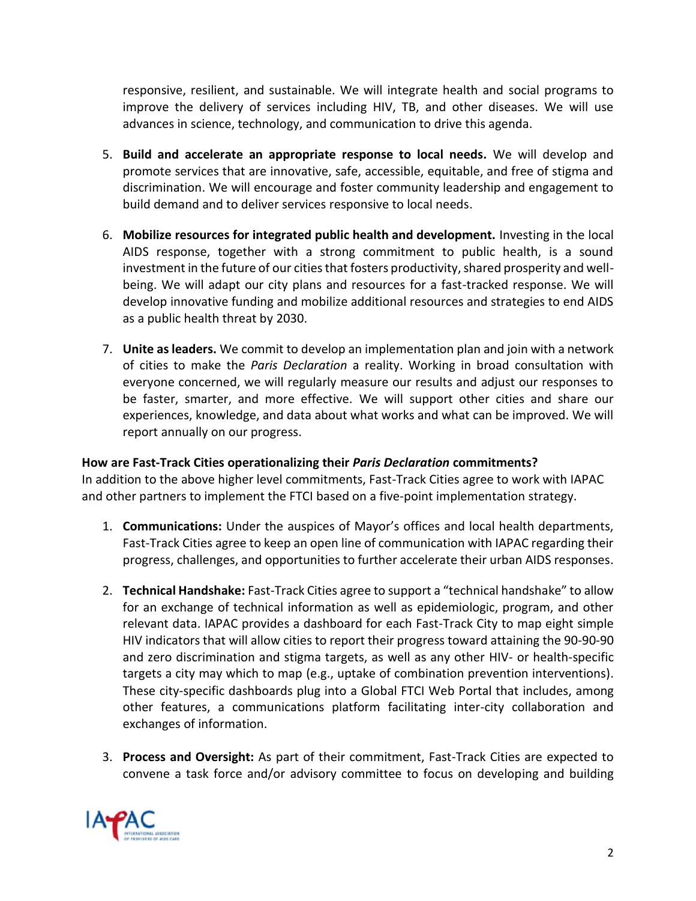responsive, resilient, and sustainable. We will integrate health and social programs to improve the delivery of services including HIV, TB, and other diseases. We will use advances in science, technology, and communication to drive this agenda.

5. **Build and accelerate an appropriate response to local needs.** We will develop and promote services that are innovative, safe, accessible, equitable, and free of stigma and discrimination. We will encourage and foster community leadership and engagement to build demand and to deliver services responsive to local needs.

6. **Mobilize resources for integrated public health and development.** Investing in the local AIDS response, together with a strong commitment to public health, is a sound investment in the future of our cities that fosters productivity, shared prosperity and well-being. We will adapt our city plans and resources for a fast-tracked response. We will develop innovative funding and mobilize additional resources and strategies to end AIDS as a public health threat by 2030.

7. **Unite as leaders.** We commit to develop an implementation plan and join with a network of cities to make the *Paris Declaration* a reality. Working in broad consultation with everyone concerned, we will regularly measure our results and adjust our responses to be faster, smarter, and more effective. We will support other cities and share our experiences, knowledge, and data about what works and what can be improved. We will report annually on our progress.

**How are Fast-Track Cities operationalizing their *Paris Declaration* commitments?**

In addition to the above higher level commitments, Fast-Track Cities agree to work with IAPAC and other partners to implement the FTCI based on a five-point implementation strategy.

1. **Communications:** Under the auspices of Mayor's offices and local health departments, Fast-Track Cities agree to keep an open line of communication with IAPAC regarding their progress, challenges, and opportunities to further accelerate their urban AIDS responses.

2. **Technical Handshake:** Fast-Track Cities agree to support a "technical handshake" to allow for an exchange of technical information as well as epidemiologic, program, and other relevant data. IAPAC provides a dashboard for each Fast-Track City to map eight simple HIV indicators that will allow cities to report their progress toward attaining the 90-90-90 and zero discrimination and stigma targets, as well as any other HIV- or health-specific targets a city may which to map (e.g., uptake of combination prevention interventions). These city-specific dashboards plug into a Global FTCI Web Portal that includes, among other features, a communications platform facilitating inter-city collaboration and exchanges of information.

3. **Process and Oversight:** As part of their commitment, Fast-Track Cities are expected to convene a task force and/or advisory committee to focus on developing and building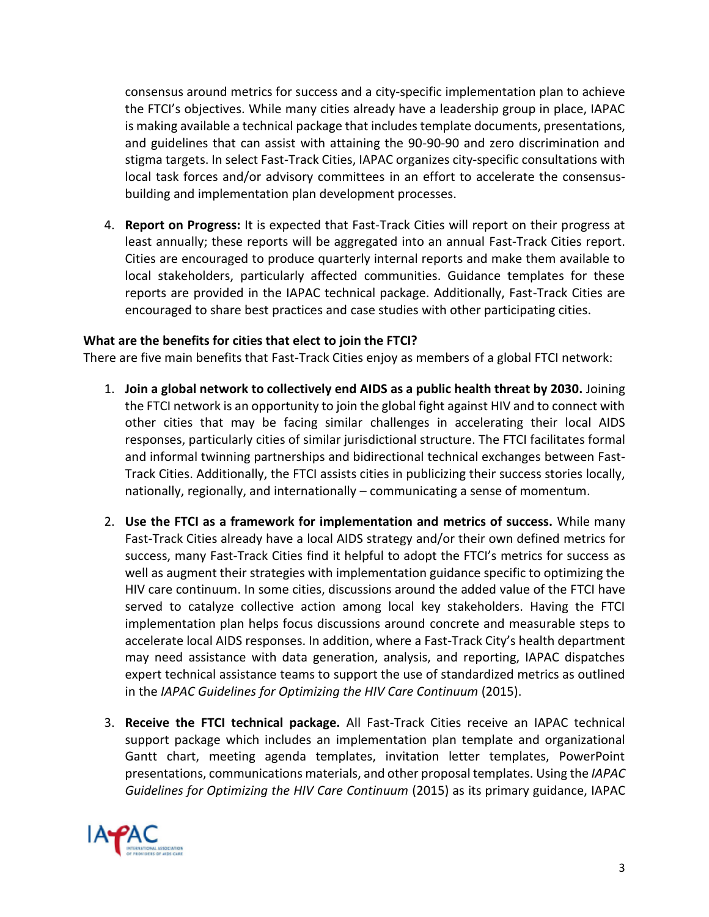consensus around metrics for success and a city-specific implementation plan to achieve the FTCI's objectives. While many cities already have a leadership group in place, IAPAC is making available a technical package that includes template documents, presentations, and guidelines that can assist with attaining the 90-90-90 and zero discrimination and stigma targets. In select Fast-Track Cities, IAPAC organizes city-specific consultations with local task forces and/or advisory committees in an effort to accelerate the consensus-building and implementation plan development processes.

4. **Report on Progress:** It is expected that Fast-Track Cities will report on their progress at least annually; these reports will be aggregated into an annual Fast-Track Cities report. Cities are encouraged to produce quarterly internal reports and make them available to local stakeholders, particularly affected communities. Guidance templates for these reports are provided in the IAPAC technical package. Additionally, Fast-Track Cities are encouraged to share best practices and case studies with other participating cities.

**What are the benefits for cities that elect to join the FTCI?**

There are five main benefits that Fast-Track Cities enjoy as members of a global FTCI network:

1. **Join a global network to collectively end AIDS as a public health threat by 2030.** Joining the FTCI network is an opportunity to join the global fight against HIV and to connect with other cities that may be facing similar challenges in accelerating their local AIDS responses, particularly cities of similar jurisdictional structure. The FTCI facilitates formal and informal twinning partnerships and bidirectional technical exchanges between Fast-Track Cities. Additionally, the FTCI assists cities in publicizing their success stories locally, nationally, regionally, and internationally – communicating a sense of momentum.

2. **Use the FTCI as a framework for implementation and metrics of success.** While many Fast-Track Cities already have a local AIDS strategy and/or their own defined metrics for success, many Fast-Track Cities find it helpful to adopt the FTCI's metrics for success as well as augment their strategies with implementation guidance specific to optimizing the HIV care continuum. In some cities, discussions around the added value of the FTCI have served to catalyze collective action among local key stakeholders. Having the FTCI implementation plan helps focus discussions around concrete and measurable steps to accelerate local AIDS responses. In addition, where a Fast-Track City's health department may need assistance with data generation, analysis, and reporting, IAPAC dispatches expert technical assistance teams to support the use of standardized metrics as outlined in the *IAPAC Guidelines for Optimizing the HIV Care Continuum* (2015).

3. **Receive the FTCI technical package.** All Fast-Track Cities receive an IAPAC technical support package which includes an implementation plan template and organizational Gantt chart, meeting agenda templates, invitation letter templates, PowerPoint presentations, communications materials, and other proposal templates. Using the *IAPAC Guidelines for Optimizing the HIV Care Continuum* (2015) as its primary guidance, IAPAC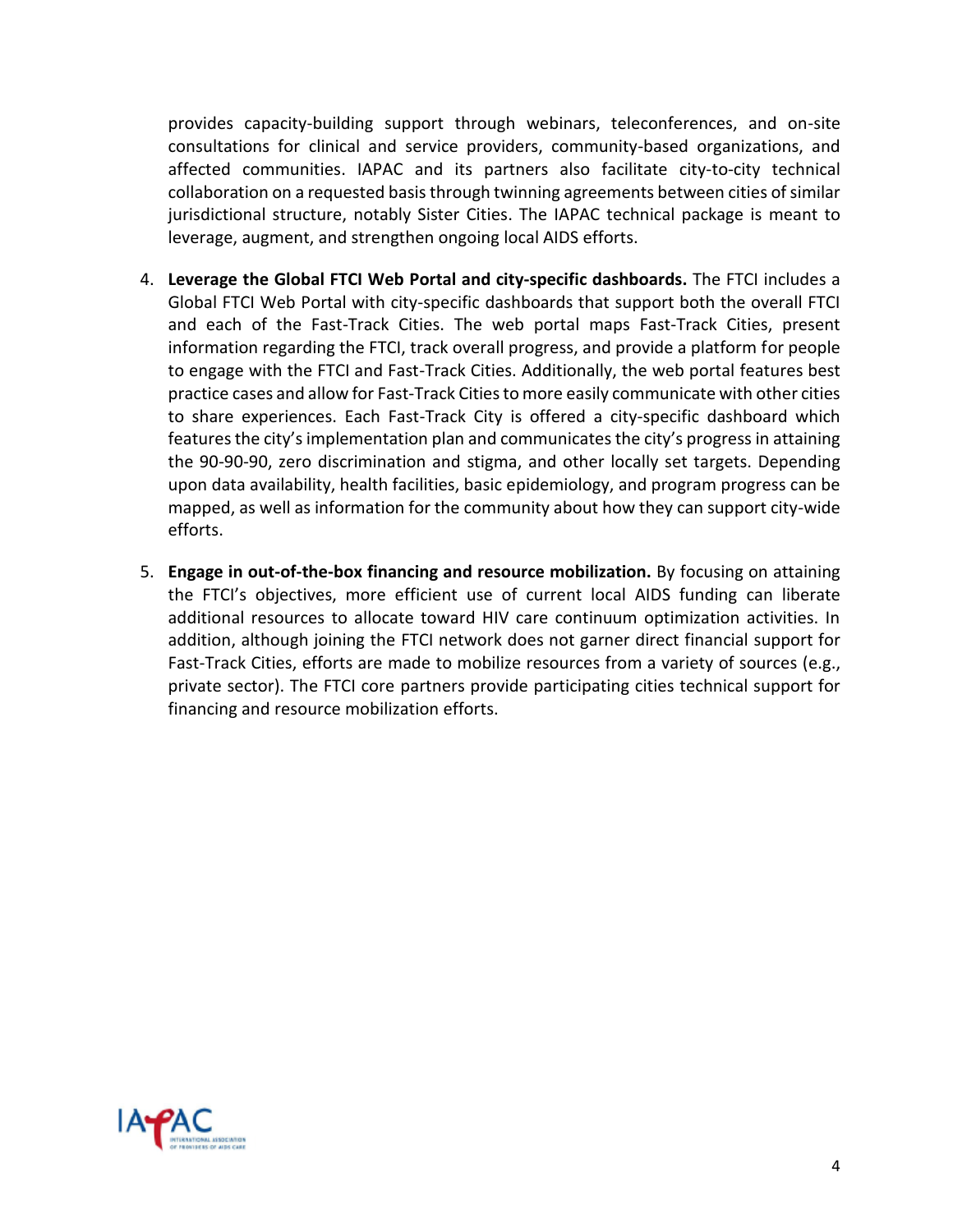provides capacity-building support through webinars, teleconferences, and on-site consultations for clinical and service providers, community-based organizations, and affected communities. IAPAC and its partners also facilitate city-to-city technical collaboration on a requested basis through twinning agreements between cities of similar jurisdictional structure, notably Sister Cities. The IAPAC technical package is meant to leverage, augment, and strengthen ongoing local AIDS efforts.

4. **Leverage the Global FTCI Web Portal and city-specific dashboards.** The FTCI includes a Global FTCI Web Portal with city-specific dashboards that support both the overall FTCI and each of the Fast-Track Cities. The web portal maps Fast-Track Cities, present information regarding the FTCI, track overall progress, and provide a platform for people to engage with the FTCI and Fast-Track Cities. Additionally, the web portal features best practice cases and allow for Fast-Track Cities to more easily communicate with other cities to share experiences. Each Fast-Track City is offered a city-specific dashboard which features the city's implementation plan and communicates the city's progress in attaining the 90-90-90, zero discrimination and stigma, and other locally set targets. Depending upon data availability, health facilities, basic epidemiology, and program progress can be mapped, as well as information for the community about how they can support city-wide efforts.

5. **Engage in out-of-the-box financing and resource mobilization.** By focusing on attaining the FTCI's objectives, more efficient use of current local AIDS funding can liberate additional resources to allocate toward HIV care continuum optimization activities. In addition, although joining the FTCI network does not garner direct financial support for Fast-Track Cities, efforts are made to mobilize resources from a variety of sources (e.g., private sector). The FTCI core partners provide participating cities technical support for financing and resource mobilization efforts.